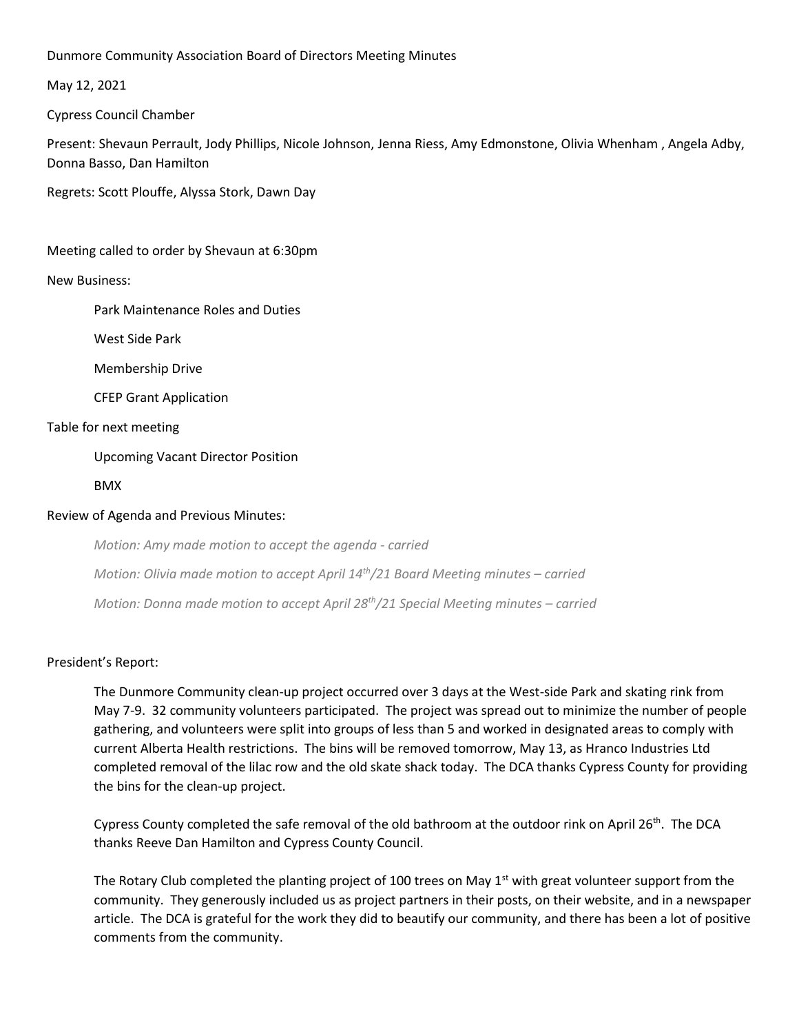Dunmore Community Association Board of Directors Meeting Minutes

May 12, 2021

Cypress Council Chamber

Present: Shevaun Perrault, Jody Phillips, Nicole Johnson, Jenna Riess, Amy Edmonstone, Olivia Whenham , Angela Adby, Donna Basso, Dan Hamilton

Regrets: Scott Plouffe, Alyssa Stork, Dawn Day

Meeting called to order by Shevaun at 6:30pm

New Business:

- Park Maintenance Roles and Duties
- West Side Park
- Membership Drive
- CFEP Grant Application

Table for next meeting

- Upcoming Vacant Director Position
- BMX

Review of Agenda and Previous Minutes:

*Motion: Amy made motion to accept the agenda - carried*

*Motion: Olivia made motion to accept April 14th/21 Board Meeting minutes – carried*

*Motion: Donna made motion to accept April 28th/21 Special Meeting minutes – carried*

President's Report:

The Dunmore Community clean-up project occurred over 3 days at the West-side Park and skating rink from May 7-9. 32 community volunteers participated. The project was spread out to minimize the number of people gathering, and volunteers were split into groups of less than 5 and worked in designated areas to comply with current Alberta Health restrictions. The bins will be removed tomorrow, May 13, as Hranco Industries Ltd completed removal of the lilac row and the old skate shack today. The DCA thanks Cypress County for providing the bins for the clean-up project.

Cypress County completed the safe removal of the old bathroom at the outdoor rink on April 26th. The DCA thanks Reeve Dan Hamilton and Cypress County Council.

The Rotary Club completed the planting project of 100 trees on May 1st with great volunteer support from the community. They generously included us as project partners in their posts, on their website, and in a newspaper article. The DCA is grateful for the work they did to beautify our community, and there has been a lot of positive comments from the community.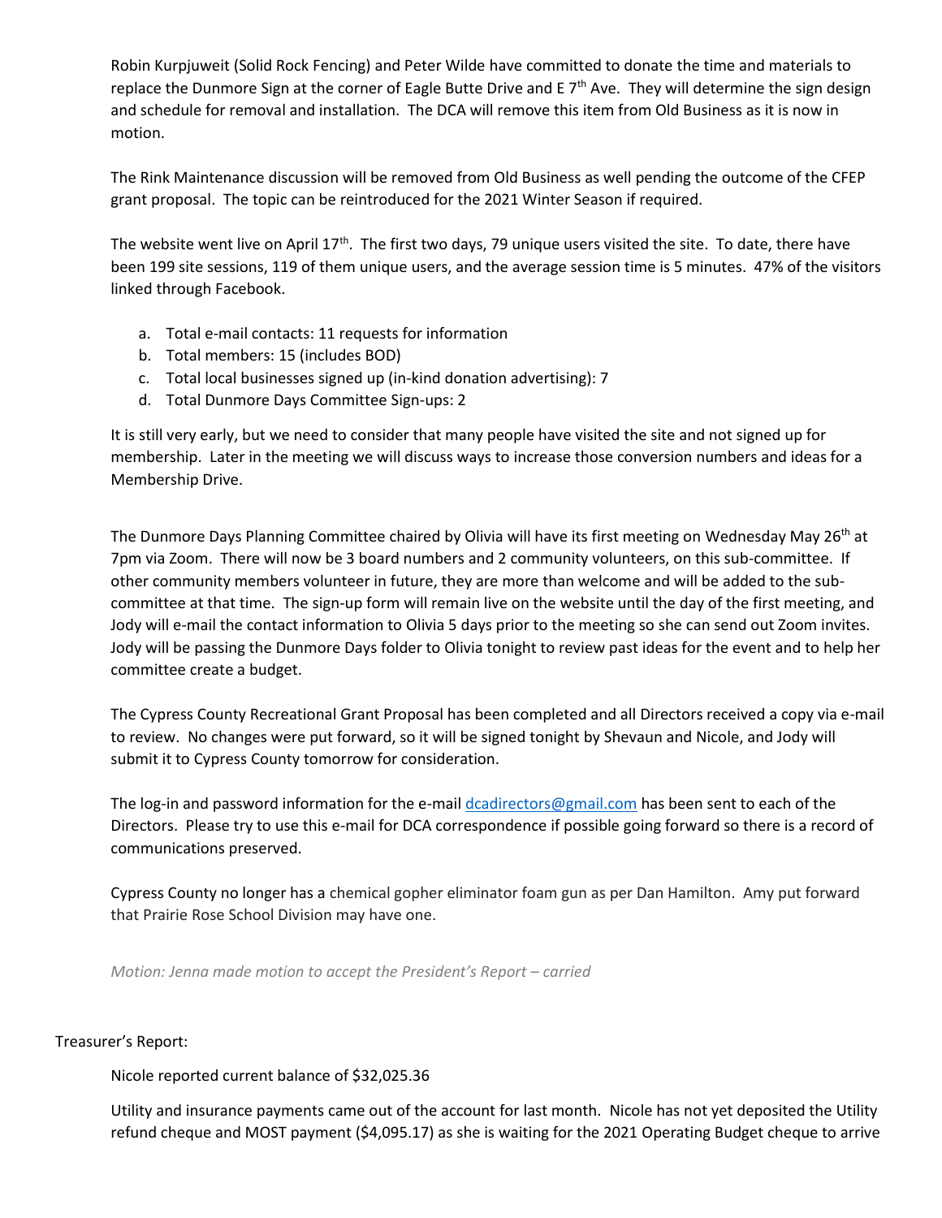Robin Kurpjuweit (Solid Rock Fencing) and Peter Wilde have committed to donate the time and materials to replace the Dunmore Sign at the corner of Eagle Butte Drive and E 7th Ave. They will determine the sign design and schedule for removal and installation. The DCA will remove this item from Old Business as it is now in motion.

The Rink Maintenance discussion will be removed from Old Business as well pending the outcome of the CFEP grant proposal. The topic can be reintroduced for the 2021 Winter Season if required.

The website went live on April 17th. The first two days, 79 unique users visited the site. To date, there have been 199 site sessions, 119 of them unique users, and the average session time is 5 minutes. 47% of the visitors linked through Facebook.

a. Total e-mail contacts: 11 requests for information
b. Total members: 15 (includes BOD)
c. Total local businesses signed up (in-kind donation advertising): 7
d. Total Dunmore Days Committee Sign-ups: 2

It is still very early, but we need to consider that many people have visited the site and not signed up for membership. Later in the meeting we will discuss ways to increase those conversion numbers and ideas for a Membership Drive.

The Dunmore Days Planning Committee chaired by Olivia will have its first meeting on Wednesday May 26th at 7pm via Zoom. There will now be 3 board numbers and 2 community volunteers, on this sub-committee. If other community members volunteer in future, they are more than welcome and will be added to the sub-committee at that time. The sign-up form will remain live on the website until the day of the first meeting, and Jody will e-mail the contact information to Olivia 5 days prior to the meeting so she can send out Zoom invites. Jody will be passing the Dunmore Days folder to Olivia tonight to review past ideas for the event and to help her committee create a budget.

The Cypress County Recreational Grant Proposal has been completed and all Directors received a copy via e-mail to review. No changes were put forward, so it will be signed tonight by Shevaun and Nicole, and Jody will submit it to Cypress County tomorrow for consideration.

The log-in and password information for the e-mail dcadirectors@gmail.com has been sent to each of the Directors. Please try to use this e-mail for DCA correspondence if possible going forward so there is a record of communications preserved.

Cypress County no longer has a chemical gopher eliminator foam gun as per Dan Hamilton. Amy put forward that Prairie Rose School Division may have one.

*Motion: Jenna made motion to accept the President's Report – carried*

Treasurer's Report:

Nicole reported current balance of $32,025.36

Utility and insurance payments came out of the account for last month. Nicole has not yet deposited the Utility refund cheque and MOST payment ($4,095.17) as she is waiting for the 2021 Operating Budget cheque to arrive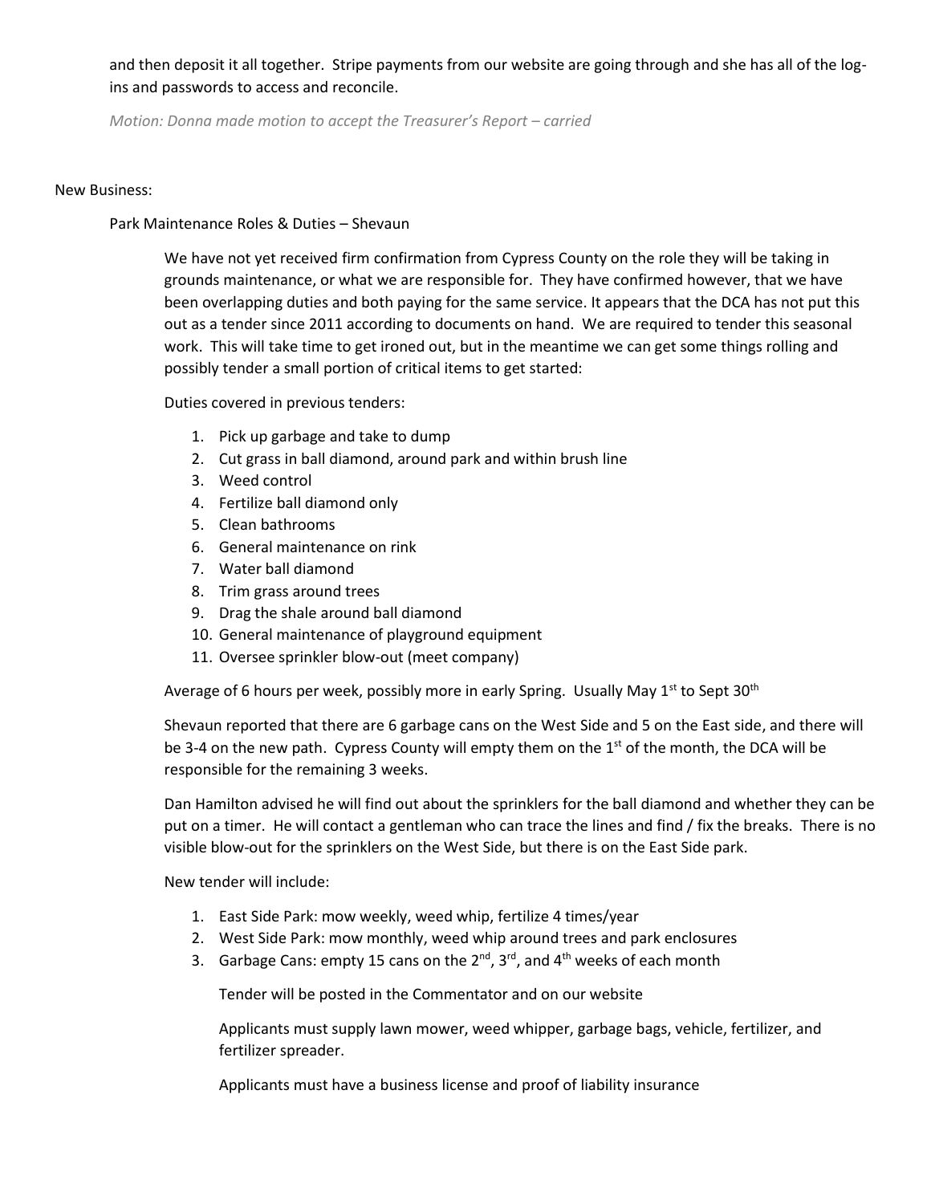and then deposit it all together. Stripe payments from our website are going through and she has all of the log-ins and passwords to access and reconcile.

*Motion: Donna made motion to accept the Treasurer's Report – carried*

New Business:

Park Maintenance Roles & Duties – Shevaun

We have not yet received firm confirmation from Cypress County on the role they will be taking in grounds maintenance, or what we are responsible for. They have confirmed however, that we have been overlapping duties and both paying for the same service. It appears that the DCA has not put this out as a tender since 2011 according to documents on hand. We are required to tender this seasonal work. This will take time to get ironed out, but in the meantime we can get some things rolling and possibly tender a small portion of critical items to get started:

Duties covered in previous tenders:

1. Pick up garbage and take to dump
2. Cut grass in ball diamond, around park and within brush line
3. Weed control
4. Fertilize ball diamond only
5. Clean bathrooms
6. General maintenance on rink
7. Water ball diamond
8. Trim grass around trees
9. Drag the shale around ball diamond
10. General maintenance of playground equipment
11. Oversee sprinkler blow-out (meet company)

Average of 6 hours per week, possibly more in early Spring. Usually May 1st to Sept 30th

Shevaun reported that there are 6 garbage cans on the West Side and 5 on the East side, and there will be 3-4 on the new path. Cypress County will empty them on the 1st of the month, the DCA will be responsible for the remaining 3 weeks.

Dan Hamilton advised he will find out about the sprinklers for the ball diamond and whether they can be put on a timer. He will contact a gentleman who can trace the lines and find / fix the breaks. There is no visible blow-out for the sprinklers on the West Side, but there is on the East Side park.

New tender will include:

1. East Side Park: mow weekly, weed whip, fertilize 4 times/year
2. West Side Park: mow monthly, weed whip around trees and park enclosures
3. Garbage Cans: empty 15 cans on the 2nd, 3rd, and 4th weeks of each month

   Tender will be posted in the Commentator and on our website

   Applicants must supply lawn mower, weed whipper, garbage bags, vehicle, fertilizer, and fertilizer spreader.

   Applicants must have a business license and proof of liability insurance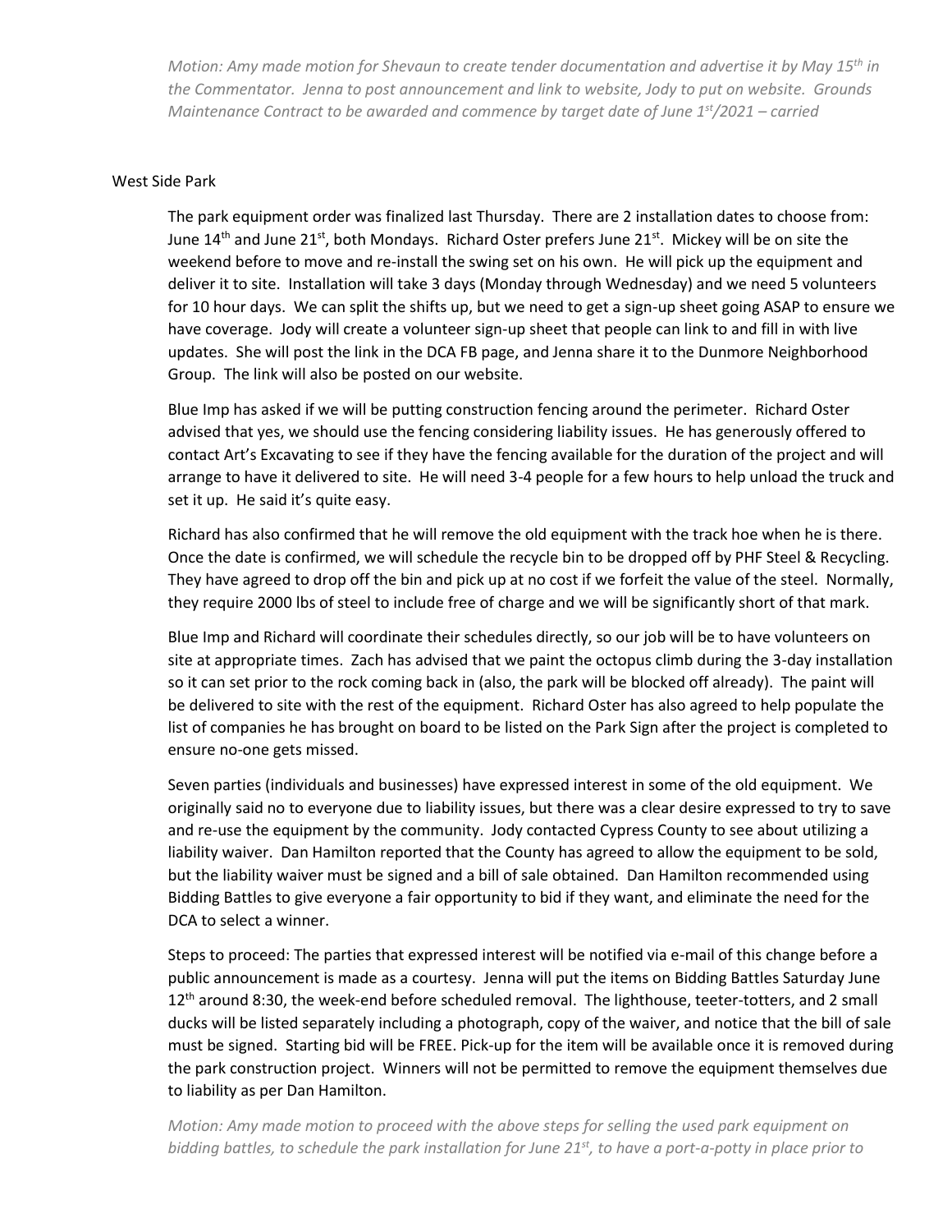*Motion: Amy made motion for Shevaun to create tender documentation and advertise it by May 15th in the Commentator. Jenna to post announcement and link to website, Jody to put on website. Grounds Maintenance Contract to be awarded and commence by target date of June 1st/2021 – carried*

West Side Park

The park equipment order was finalized last Thursday. There are 2 installation dates to choose from: June 14th and June 21st, both Mondays. Richard Oster prefers June 21st. Mickey will be on site the weekend before to move and re-install the swing set on his own. He will pick up the equipment and deliver it to site. Installation will take 3 days (Monday through Wednesday) and we need 5 volunteers for 10 hour days. We can split the shifts up, but we need to get a sign-up sheet going ASAP to ensure we have coverage. Jody will create a volunteer sign-up sheet that people can link to and fill in with live updates. She will post the link in the DCA FB page, and Jenna share it to the Dunmore Neighborhood Group. The link will also be posted on our website.

Blue Imp has asked if we will be putting construction fencing around the perimeter. Richard Oster advised that yes, we should use the fencing considering liability issues. He has generously offered to contact Art's Excavating to see if they have the fencing available for the duration of the project and will arrange to have it delivered to site. He will need 3-4 people for a few hours to help unload the truck and set it up. He said it's quite easy.

Richard has also confirmed that he will remove the old equipment with the track hoe when he is there. Once the date is confirmed, we will schedule the recycle bin to be dropped off by PHF Steel & Recycling. They have agreed to drop off the bin and pick up at no cost if we forfeit the value of the steel. Normally, they require 2000 lbs of steel to include free of charge and we will be significantly short of that mark.

Blue Imp and Richard will coordinate their schedules directly, so our job will be to have volunteers on site at appropriate times. Zach has advised that we paint the octopus climb during the 3-day installation so it can set prior to the rock coming back in (also, the park will be blocked off already). The paint will be delivered to site with the rest of the equipment. Richard Oster has also agreed to help populate the list of companies he has brought on board to be listed on the Park Sign after the project is completed to ensure no-one gets missed.

Seven parties (individuals and businesses) have expressed interest in some of the old equipment. We originally said no to everyone due to liability issues, but there was a clear desire expressed to try to save and re-use the equipment by the community. Jody contacted Cypress County to see about utilizing a liability waiver. Dan Hamilton reported that the County has agreed to allow the equipment to be sold, but the liability waiver must be signed and a bill of sale obtained. Dan Hamilton recommended using Bidding Battles to give everyone a fair opportunity to bid if they want, and eliminate the need for the DCA to select a winner.

Steps to proceed: The parties that expressed interest will be notified via e-mail of this change before a public announcement is made as a courtesy. Jenna will put the items on Bidding Battles Saturday June 12th around 8:30, the week-end before scheduled removal. The lighthouse, teeter-totters, and 2 small ducks will be listed separately including a photograph, copy of the waiver, and notice that the bill of sale must be signed. Starting bid will be FREE. Pick-up for the item will be available once it is removed during the park construction project. Winners will not be permitted to remove the equipment themselves due to liability as per Dan Hamilton.

*Motion: Amy made motion to proceed with the above steps for selling the used park equipment on bidding battles, to schedule the park installation for June 21st, to have a port-a-potty in place prior to*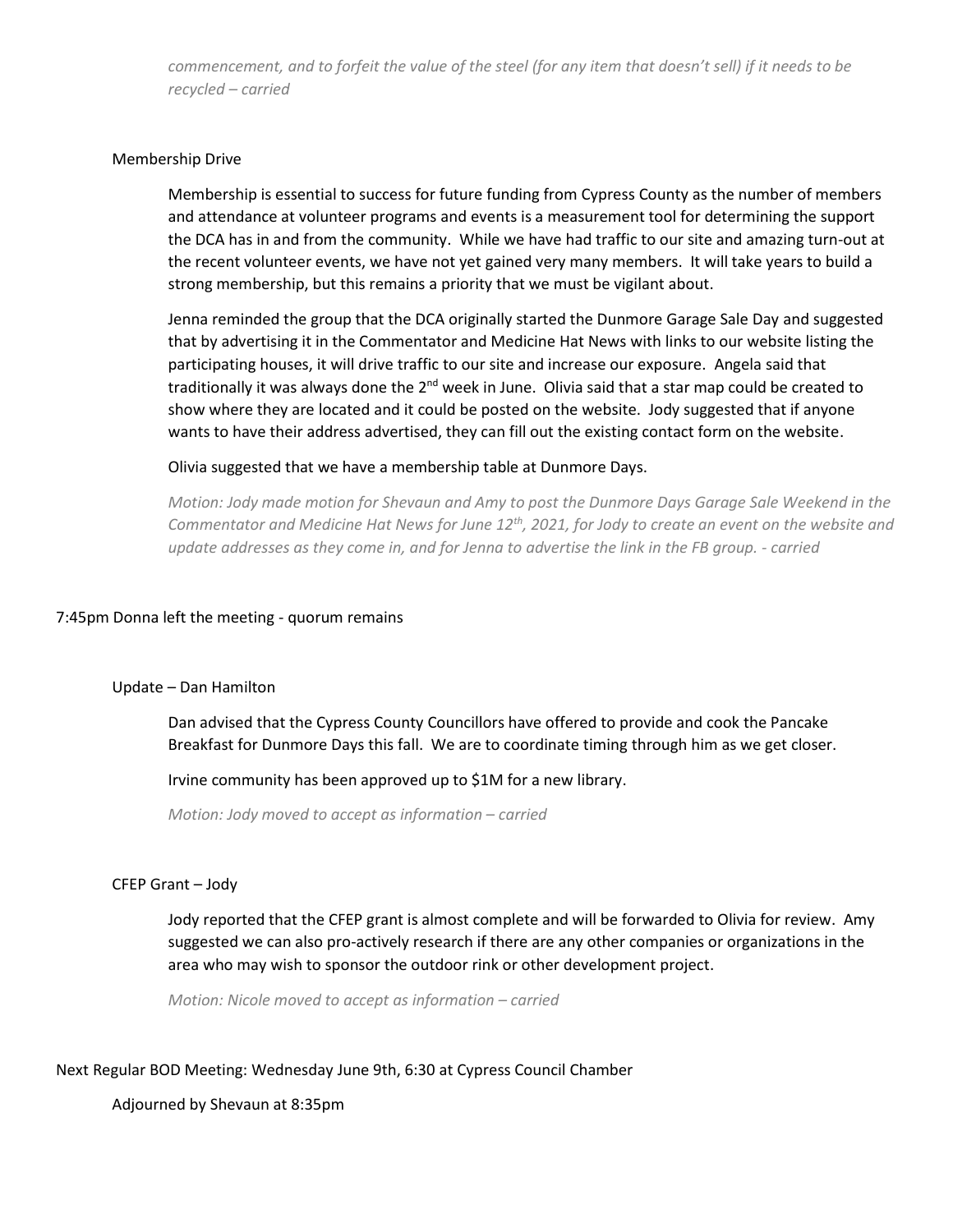*commencement, and to forfeit the value of the steel (for any item that doesn't sell) if it needs to be recycled – carried*

Membership Drive

Membership is essential to success for future funding from Cypress County as the number of members and attendance at volunteer programs and events is a measurement tool for determining the support the DCA has in and from the community. While we have had traffic to our site and amazing turn-out at the recent volunteer events, we have not yet gained very many members. It will take years to build a strong membership, but this remains a priority that we must be vigilant about.

Jenna reminded the group that the DCA originally started the Dunmore Garage Sale Day and suggested that by advertising it in the Commentator and Medicine Hat News with links to our website listing the participating houses, it will drive traffic to our site and increase our exposure. Angela said that traditionally it was always done the 2nd week in June. Olivia said that a star map could be created to show where they are located and it could be posted on the website. Jody suggested that if anyone wants to have their address advertised, they can fill out the existing contact form on the website.

Olivia suggested that we have a membership table at Dunmore Days.

*Motion: Jody made motion for Shevaun and Amy to post the Dunmore Days Garage Sale Weekend in the Commentator and Medicine Hat News for June 12th, 2021, for Jody to create an event on the website and update addresses as they come in, and for Jenna to advertise the link in the FB group. - carried*

7:45pm Donna left the meeting - quorum remains

Update – Dan Hamilton

Dan advised that the Cypress County Councillors have offered to provide and cook the Pancake Breakfast for Dunmore Days this fall. We are to coordinate timing through him as we get closer.

Irvine community has been approved up to $1M for a new library.

*Motion: Jody moved to accept as information – carried*

CFEP Grant – Jody

Jody reported that the CFEP grant is almost complete and will be forwarded to Olivia for review. Amy suggested we can also pro-actively research if there are any other companies or organizations in the area who may wish to sponsor the outdoor rink or other development project.

*Motion: Nicole moved to accept as information – carried*

Next Regular BOD Meeting: Wednesday June 9th, 6:30 at Cypress Council Chamber

Adjourned by Shevaun at 8:35pm